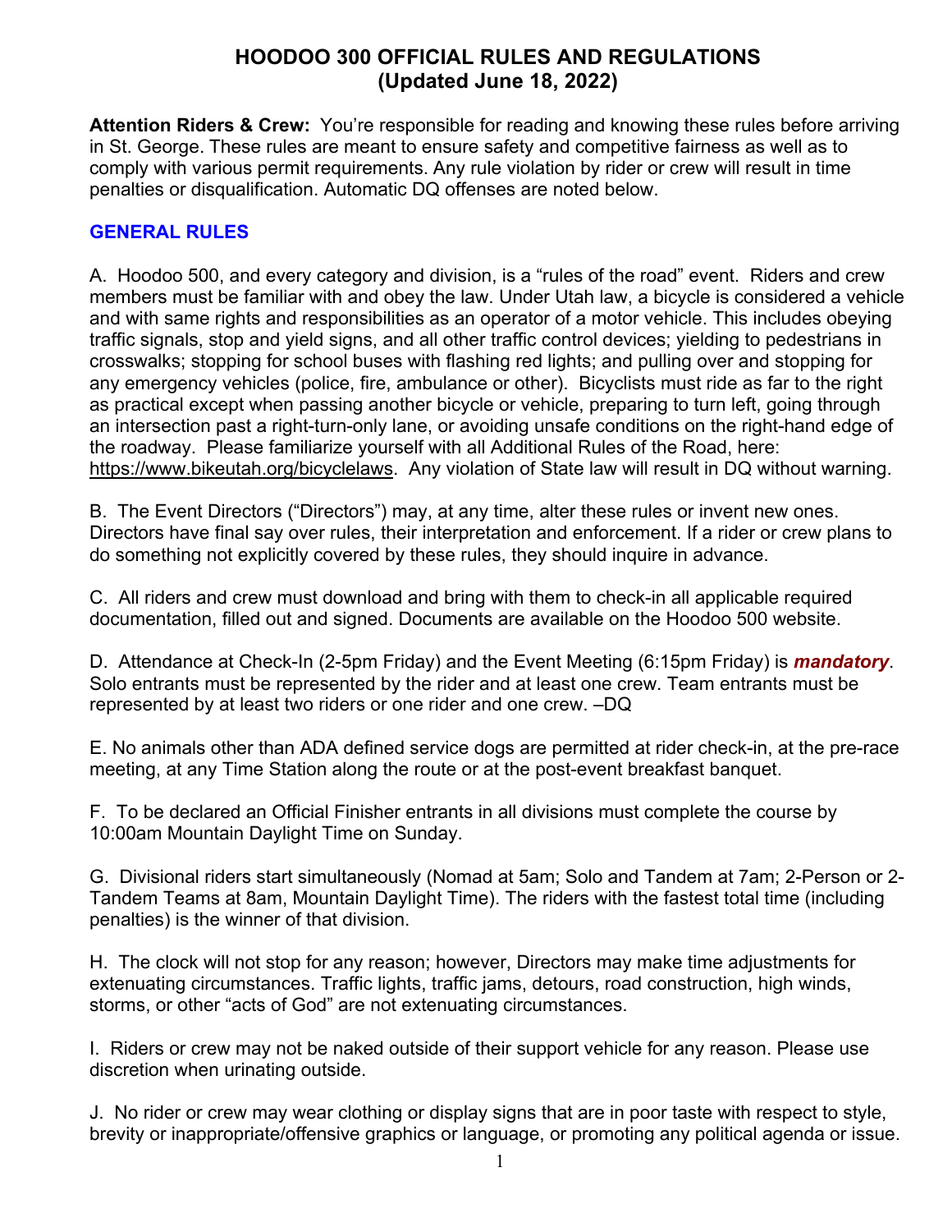# HOODOO 300 OFFICIAL RULES AND REGULATIONS
## (Updated June 18, 2022)

**Attention Riders & Crew:** You're responsible for reading and knowing these rules before arriving in St. George. These rules are meant to ensure safety and competitive fairness as well as to comply with various permit requirements. Any rule violation by rider or crew will result in time penalties or disqualification. Automatic DQ offenses are noted below.

## GENERAL RULES

A. Hoodoo 500, and every category and division, is a "rules of the road" event. Riders and crew members must be familiar with and obey the law. Under Utah law, a bicycle is considered a vehicle and with same rights and responsibilities as an operator of a motor vehicle. This includes obeying traffic signals, stop and yield signs, and all other traffic control devices; yielding to pedestrians in crosswalks; stopping for school buses with flashing red lights; and pulling over and stopping for any emergency vehicles (police, fire, ambulance or other). Bicyclists must ride as far to the right as practical except when passing another bicycle or vehicle, preparing to turn left, going through an intersection past a right-turn-only lane, or avoiding unsafe conditions on the right-hand edge of the roadway. Please familiarize yourself with all Additional Rules of the Road, here: https://www.bikeutah.org/bicyclelaws. Any violation of State law will result in DQ without warning.

B. The Event Directors ("Directors") may, at any time, alter these rules or invent new ones. Directors have final say over rules, their interpretation and enforcement. If a rider or crew plans to do something not explicitly covered by these rules, they should inquire in advance.

C. All riders and crew must download and bring with them to check-in all applicable required documentation, filled out and signed. Documents are available on the Hoodoo 500 website.

D. Attendance at Check-In (2-5pm Friday) and the Event Meeting (6:15pm Friday) is ***mandatory***. Solo entrants must be represented by the rider and at least one crew. Team entrants must be represented by at least two riders or one rider and one crew. –DQ

E. No animals other than ADA defined service dogs are permitted at rider check-in, at the pre-race meeting, at any Time Station along the route or at the post-event breakfast banquet.

F. To be declared an Official Finisher entrants in all divisions must complete the course by 10:00am Mountain Daylight Time on Sunday.

G. Divisional riders start simultaneously (Nomad at 5am; Solo and Tandem at 7am; 2-Person or 2-Tandem Teams at 8am, Mountain Daylight Time). The riders with the fastest total time (including penalties) is the winner of that division.

H. The clock will not stop for any reason; however, Directors may make time adjustments for extenuating circumstances. Traffic lights, traffic jams, detours, road construction, high winds, storms, or other "acts of God" are not extenuating circumstances.

I. Riders or crew may not be naked outside of their support vehicle for any reason. Please use discretion when urinating outside.

J. No rider or crew may wear clothing or display signs that are in poor taste with respect to style, brevity or inappropriate/offensive graphics or language, or promoting any political agenda or issue.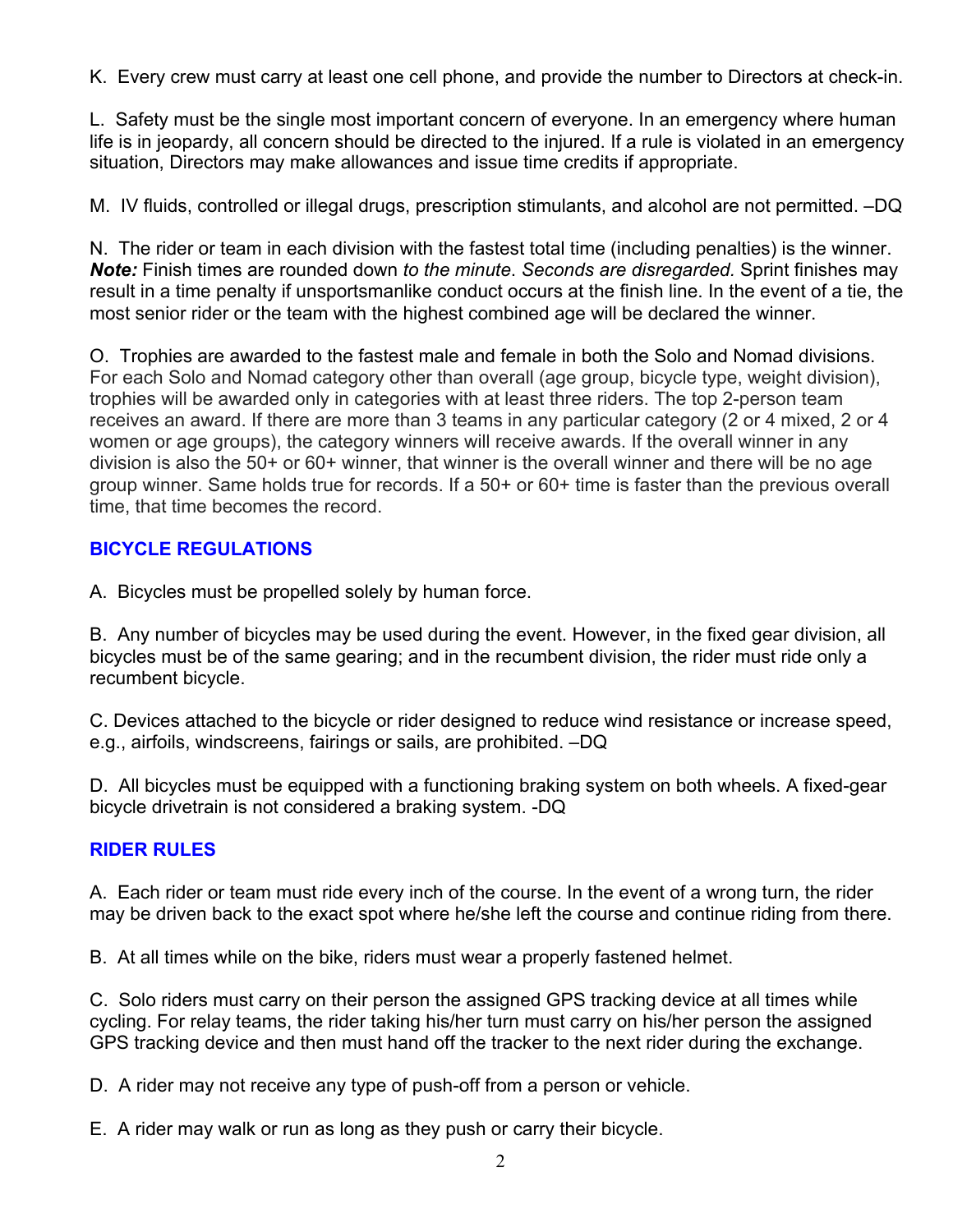K. Every crew must carry at least one cell phone, and provide the number to Directors at check-in.

L. Safety must be the single most important concern of everyone. In an emergency where human life is in jeopardy, all concern should be directed to the injured. If a rule is violated in an emergency situation, Directors may make allowances and issue time credits if appropriate.

M. IV fluids, controlled or illegal drugs, prescription stimulants, and alcohol are not permitted. –DQ

N. The rider or team in each division with the fastest total time (including penalties) is the winner. ***Note:*** Finish times are rounded down *to the minute*. *Seconds are disregarded.* Sprint finishes may result in a time penalty if unsportsmanlike conduct occurs at the finish line. In the event of a tie, the most senior rider or the team with the highest combined age will be declared the winner.

O. Trophies are awarded to the fastest male and female in both the Solo and Nomad divisions. For each Solo and Nomad category other than overall (age group, bicycle type, weight division), trophies will be awarded only in categories with at least three riders. The top 2-person team receives an award. If there are more than 3 teams in any particular category (2 or 4 mixed, 2 or 4 women or age groups), the category winners will receive awards. If the overall winner in any division is also the 50+ or 60+ winner, that winner is the overall winner and there will be no age group winner. Same holds true for records. If a 50+ or 60+ time is faster than the previous overall time, that time becomes the record.

## BICYCLE REGULATIONS

A. Bicycles must be propelled solely by human force.

B. Any number of bicycles may be used during the event. However, in the fixed gear division, all bicycles must be of the same gearing; and in the recumbent division, the rider must ride only a recumbent bicycle.

C. Devices attached to the bicycle or rider designed to reduce wind resistance or increase speed, e.g., airfoils, windscreens, fairings or sails, are prohibited. –DQ

D. All bicycles must be equipped with a functioning braking system on both wheels. A fixed-gear bicycle drivetrain is not considered a braking system. -DQ

## RIDER RULES

A. Each rider or team must ride every inch of the course. In the event of a wrong turn, the rider may be driven back to the exact spot where he/she left the course and continue riding from there.

B. At all times while on the bike, riders must wear a properly fastened helmet.

C. Solo riders must carry on their person the assigned GPS tracking device at all times while cycling. For relay teams, the rider taking his/her turn must carry on his/her person the assigned GPS tracking device and then must hand off the tracker to the next rider during the exchange.

D. A rider may not receive any type of push-off from a person or vehicle.

E. A rider may walk or run as long as they push or carry their bicycle.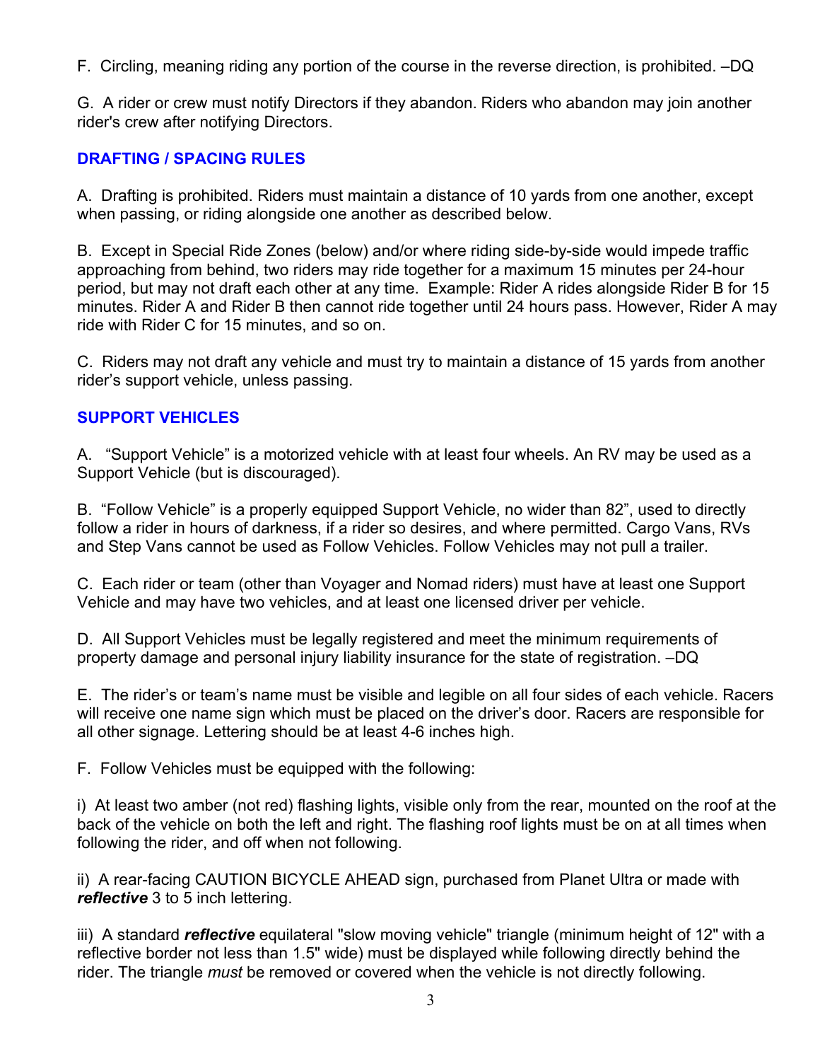F. Circling, meaning riding any portion of the course in the reverse direction, is prohibited. –DQ

G. A rider or crew must notify Directors if they abandon. Riders who abandon may join another rider's crew after notifying Directors.

## DRAFTING / SPACING RULES

A. Drafting is prohibited. Riders must maintain a distance of 10 yards from one another, except when passing, or riding alongside one another as described below.

B. Except in Special Ride Zones (below) and/or where riding side-by-side would impede traffic approaching from behind, two riders may ride together for a maximum 15 minutes per 24-hour period, but may not draft each other at any time. Example: Rider A rides alongside Rider B for 15 minutes. Rider A and Rider B then cannot ride together until 24 hours pass. However, Rider A may ride with Rider C for 15 minutes, and so on.

C. Riders may not draft any vehicle and must try to maintain a distance of 15 yards from another rider's support vehicle, unless passing.

## SUPPORT VEHICLES

A. "Support Vehicle" is a motorized vehicle with at least four wheels. An RV may be used as a Support Vehicle (but is discouraged).

B. "Follow Vehicle" is a properly equipped Support Vehicle, no wider than 82", used to directly follow a rider in hours of darkness, if a rider so desires, and where permitted. Cargo Vans, RVs and Step Vans cannot be used as Follow Vehicles. Follow Vehicles may not pull a trailer.

C. Each rider or team (other than Voyager and Nomad riders) must have at least one Support Vehicle and may have two vehicles, and at least one licensed driver per vehicle.

D. All Support Vehicles must be legally registered and meet the minimum requirements of property damage and personal injury liability insurance for the state of registration. –DQ

E. The rider's or team's name must be visible and legible on all four sides of each vehicle. Racers will receive one name sign which must be placed on the driver's door. Racers are responsible for all other signage. Lettering should be at least 4-6 inches high.

F. Follow Vehicles must be equipped with the following:

i) At least two amber (not red) flashing lights, visible only from the rear, mounted on the roof at the back of the vehicle on both the left and right. The flashing roof lights must be on at all times when following the rider, and off when not following.

ii) A rear-facing CAUTION BICYCLE AHEAD sign, purchased from Planet Ultra or made with ***reflective*** 3 to 5 inch lettering.

iii) A standard ***reflective*** equilateral "slow moving vehicle" triangle (minimum height of 12" with a reflective border not less than 1.5" wide) must be displayed while following directly behind the rider. The triangle *must* be removed or covered when the vehicle is not directly following.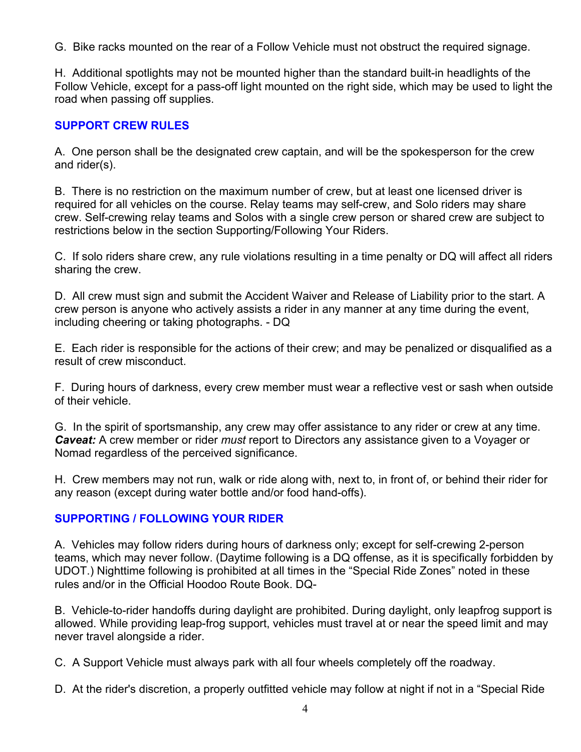G. Bike racks mounted on the rear of a Follow Vehicle must not obstruct the required signage.

H. Additional spotlights may not be mounted higher than the standard built-in headlights of the Follow Vehicle, except for a pass-off light mounted on the right side, which may be used to light the road when passing off supplies.

## SUPPORT CREW RULES

A. One person shall be the designated crew captain, and will be the spokesperson for the crew and rider(s).

B. There is no restriction on the maximum number of crew, but at least one licensed driver is required for all vehicles on the course. Relay teams may self-crew, and Solo riders may share crew. Self-crewing relay teams and Solos with a single crew person or shared crew are subject to restrictions below in the section Supporting/Following Your Riders.

C. If solo riders share crew, any rule violations resulting in a time penalty or DQ will affect all riders sharing the crew.

D. All crew must sign and submit the Accident Waiver and Release of Liability prior to the start. A crew person is anyone who actively assists a rider in any manner at any time during the event, including cheering or taking photographs. - DQ

E. Each rider is responsible for the actions of their crew; and may be penalized or disqualified as a result of crew misconduct.

F. During hours of darkness, every crew member must wear a reflective vest or sash when outside of their vehicle.

G. In the spirit of sportsmanship, any crew may offer assistance to any rider or crew at any time. ***Caveat:*** A crew member or rider *must* report to Directors any assistance given to a Voyager or Nomad regardless of the perceived significance.

H. Crew members may not run, walk or ride along with, next to, in front of, or behind their rider for any reason (except during water bottle and/or food hand-offs).

## SUPPORTING / FOLLOWING YOUR RIDER

A. Vehicles may follow riders during hours of darkness only; except for self-crewing 2-person teams, which may never follow. (Daytime following is a DQ offense, as it is specifically forbidden by UDOT.) Nighttime following is prohibited at all times in the "Special Ride Zones" noted in these rules and/or in the Official Hoodoo Route Book. DQ-

B. Vehicle-to-rider handoffs during daylight are prohibited. During daylight, only leapfrog support is allowed. While providing leap-frog support, vehicles must travel at or near the speed limit and may never travel alongside a rider.

C. A Support Vehicle must always park with all four wheels completely off the roadway.

D. At the rider's discretion, a properly outfitted vehicle may follow at night if not in a "Special Ride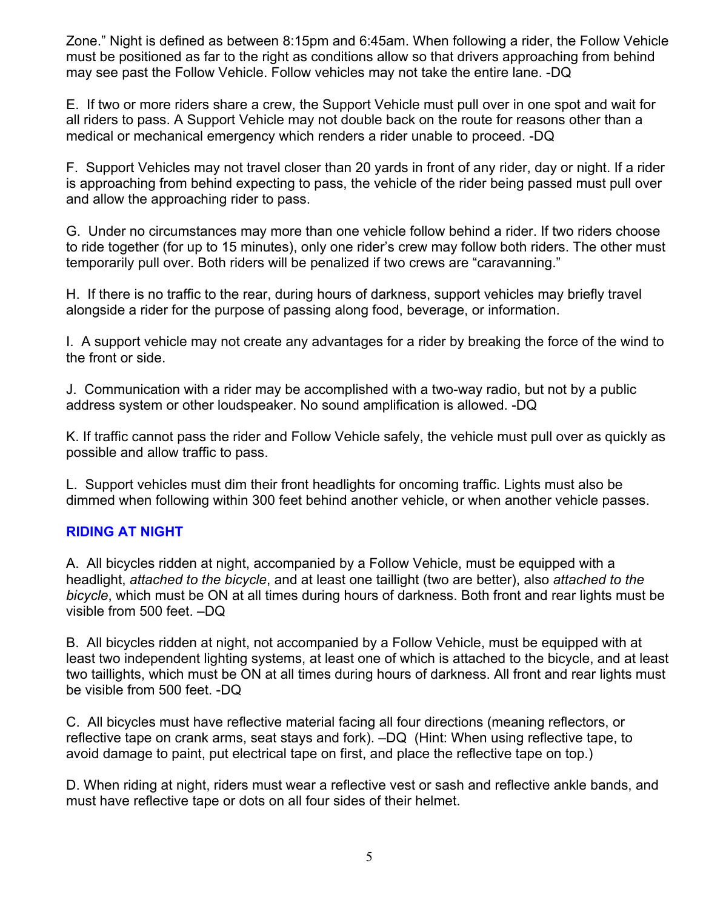Zone." Night is defined as between 8:15pm and 6:45am. When following a rider, the Follow Vehicle must be positioned as far to the right as conditions allow so that drivers approaching from behind may see past the Follow Vehicle. Follow vehicles may not take the entire lane. -DQ

E. If two or more riders share a crew, the Support Vehicle must pull over in one spot and wait for all riders to pass. A Support Vehicle may not double back on the route for reasons other than a medical or mechanical emergency which renders a rider unable to proceed. -DQ

F. Support Vehicles may not travel closer than 20 yards in front of any rider, day or night. If a rider is approaching from behind expecting to pass, the vehicle of the rider being passed must pull over and allow the approaching rider to pass.

G. Under no circumstances may more than one vehicle follow behind a rider. If two riders choose to ride together (for up to 15 minutes), only one rider's crew may follow both riders. The other must temporarily pull over. Both riders will be penalized if two crews are "caravanning."

H. If there is no traffic to the rear, during hours of darkness, support vehicles may briefly travel alongside a rider for the purpose of passing along food, beverage, or information.

I. A support vehicle may not create any advantages for a rider by breaking the force of the wind to the front or side.

J. Communication with a rider may be accomplished with a two-way radio, but not by a public address system or other loudspeaker. No sound amplification is allowed. -DQ

K. If traffic cannot pass the rider and Follow Vehicle safely, the vehicle must pull over as quickly as possible and allow traffic to pass.

L. Support vehicles must dim their front headlights for oncoming traffic. Lights must also be dimmed when following within 300 feet behind another vehicle, or when another vehicle passes.

## RIDING AT NIGHT

A. All bicycles ridden at night, accompanied by a Follow Vehicle, must be equipped with a headlight, *attached to the bicycle*, and at least one taillight (two are better), also *attached to the bicycle*, which must be ON at all times during hours of darkness. Both front and rear lights must be visible from 500 feet. –DQ

B. All bicycles ridden at night, not accompanied by a Follow Vehicle, must be equipped with at least two independent lighting systems, at least one of which is attached to the bicycle, and at least two taillights, which must be ON at all times during hours of darkness. All front and rear lights must be visible from 500 feet. -DQ

C. All bicycles must have reflective material facing all four directions (meaning reflectors, or reflective tape on crank arms, seat stays and fork). –DQ (Hint: When using reflective tape, to avoid damage to paint, put electrical tape on first, and place the reflective tape on top.)

D. When riding at night, riders must wear a reflective vest or sash and reflective ankle bands, and must have reflective tape or dots on all four sides of their helmet.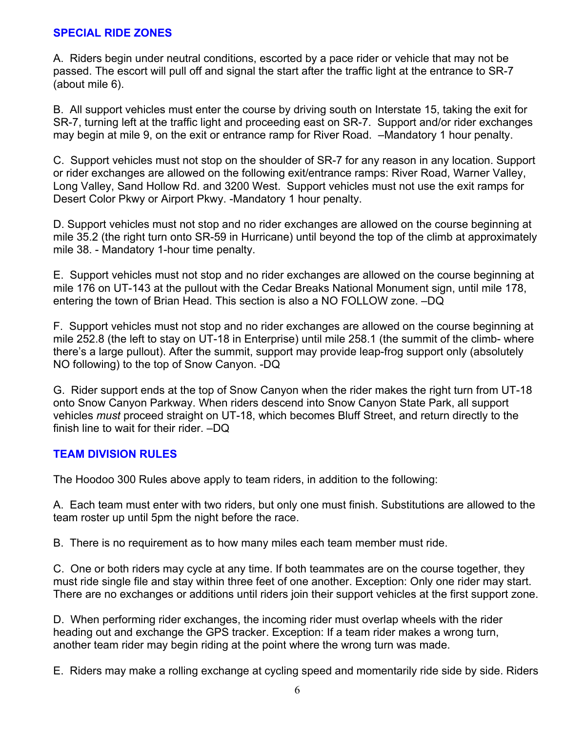## SPECIAL RIDE ZONES

A. Riders begin under neutral conditions, escorted by a pace rider or vehicle that may not be passed. The escort will pull off and signal the start after the traffic light at the entrance to SR-7 (about mile 6).

B. All support vehicles must enter the course by driving south on Interstate 15, taking the exit for SR-7, turning left at the traffic light and proceeding east on SR-7. Support and/or rider exchanges may begin at mile 9, on the exit or entrance ramp for River Road. –Mandatory 1 hour penalty.

C. Support vehicles must not stop on the shoulder of SR-7 for any reason in any location. Support or rider exchanges are allowed on the following exit/entrance ramps: River Road, Warner Valley, Long Valley, Sand Hollow Rd. and 3200 West. Support vehicles must not use the exit ramps for Desert Color Pkwy or Airport Pkwy. -Mandatory 1 hour penalty.

D. Support vehicles must not stop and no rider exchanges are allowed on the course beginning at mile 35.2 (the right turn onto SR-59 in Hurricane) until beyond the top of the climb at approximately mile 38. - Mandatory 1-hour time penalty.

E. Support vehicles must not stop and no rider exchanges are allowed on the course beginning at mile 176 on UT-143 at the pullout with the Cedar Breaks National Monument sign, until mile 178, entering the town of Brian Head. This section is also a NO FOLLOW zone. –DQ

F. Support vehicles must not stop and no rider exchanges are allowed on the course beginning at mile 252.8 (the left to stay on UT-18 in Enterprise) until mile 258.1 (the summit of the climb- where there's a large pullout). After the summit, support may provide leap-frog support only (absolutely NO following) to the top of Snow Canyon. -DQ

G. Rider support ends at the top of Snow Canyon when the rider makes the right turn from UT-18 onto Snow Canyon Parkway. When riders descend into Snow Canyon State Park, all support vehicles *must* proceed straight on UT-18, which becomes Bluff Street, and return directly to the finish line to wait for their rider. –DQ

## TEAM DIVISION RULES

The Hoodoo 300 Rules above apply to team riders, in addition to the following:

A. Each team must enter with two riders, but only one must finish. Substitutions are allowed to the team roster up until 5pm the night before the race.

B. There is no requirement as to how many miles each team member must ride.

C. One or both riders may cycle at any time. If both teammates are on the course together, they must ride single file and stay within three feet of one another. Exception: Only one rider may start. There are no exchanges or additions until riders join their support vehicles at the first support zone.

D. When performing rider exchanges, the incoming rider must overlap wheels with the rider heading out and exchange the GPS tracker. Exception: If a team rider makes a wrong turn, another team rider may begin riding at the point where the wrong turn was made.

E. Riders may make a rolling exchange at cycling speed and momentarily ride side by side. Riders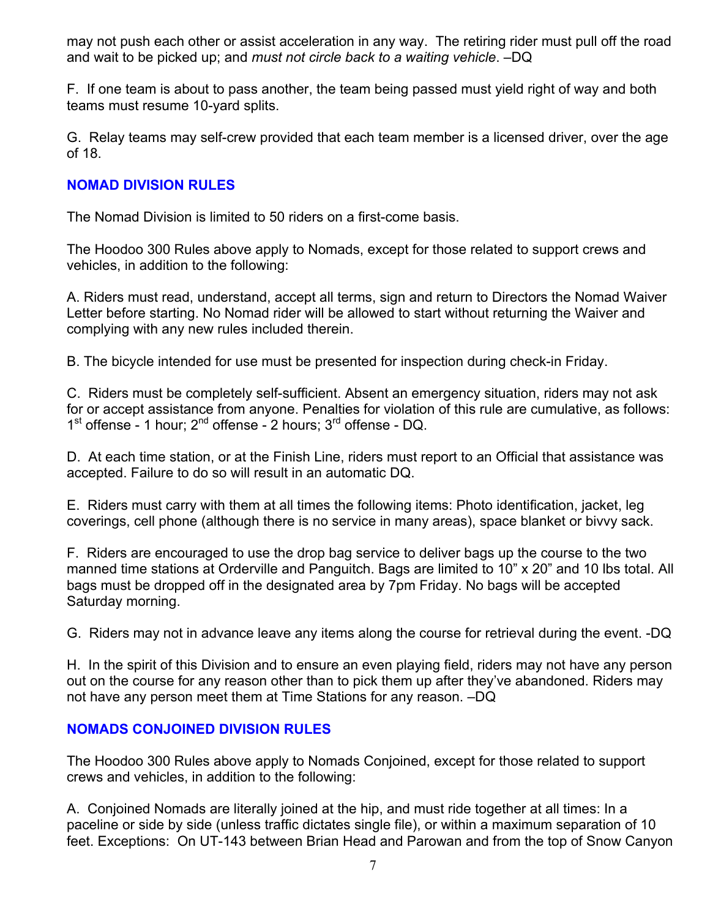may not push each other or assist acceleration in any way. The retiring rider must pull off the road and wait to be picked up; and *must not circle back to a waiting vehicle*. –DQ

F. If one team is about to pass another, the team being passed must yield right of way and both teams must resume 10-yard splits.

G. Relay teams may self-crew provided that each team member is a licensed driver, over the age of 18.

## NOMAD DIVISION RULES

The Nomad Division is limited to 50 riders on a first-come basis.

The Hoodoo 300 Rules above apply to Nomads, except for those related to support crews and vehicles, in addition to the following:

A. Riders must read, understand, accept all terms, sign and return to Directors the Nomad Waiver Letter before starting. No Nomad rider will be allowed to start without returning the Waiver and complying with any new rules included therein.

B. The bicycle intended for use must be presented for inspection during check-in Friday.

C. Riders must be completely self-sufficient. Absent an emergency situation, riders may not ask for or accept assistance from anyone. Penalties for violation of this rule are cumulative, as follows: 1st offense - 1 hour; 2nd offense - 2 hours; 3rd offense - DQ.

D. At each time station, or at the Finish Line, riders must report to an Official that assistance was accepted. Failure to do so will result in an automatic DQ.

E. Riders must carry with them at all times the following items: Photo identification, jacket, leg coverings, cell phone (although there is no service in many areas), space blanket or bivvy sack.

F. Riders are encouraged to use the drop bag service to deliver bags up the course to the two manned time stations at Orderville and Panguitch. Bags are limited to 10" x 20" and 10 lbs total. All bags must be dropped off in the designated area by 7pm Friday. No bags will be accepted Saturday morning.

G. Riders may not in advance leave any items along the course for retrieval during the event. -DQ

H. In the spirit of this Division and to ensure an even playing field, riders may not have any person out on the course for any reason other than to pick them up after they've abandoned. Riders may not have any person meet them at Time Stations for any reason. –DQ

## NOMADS CONJOINED DIVISION RULES

The Hoodoo 300 Rules above apply to Nomads Conjoined, except for those related to support crews and vehicles, in addition to the following:

A. Conjoined Nomads are literally joined at the hip, and must ride together at all times: In a paceline or side by side (unless traffic dictates single file), or within a maximum separation of 10 feet. Exceptions: On UT-143 between Brian Head and Parowan and from the top of Snow Canyon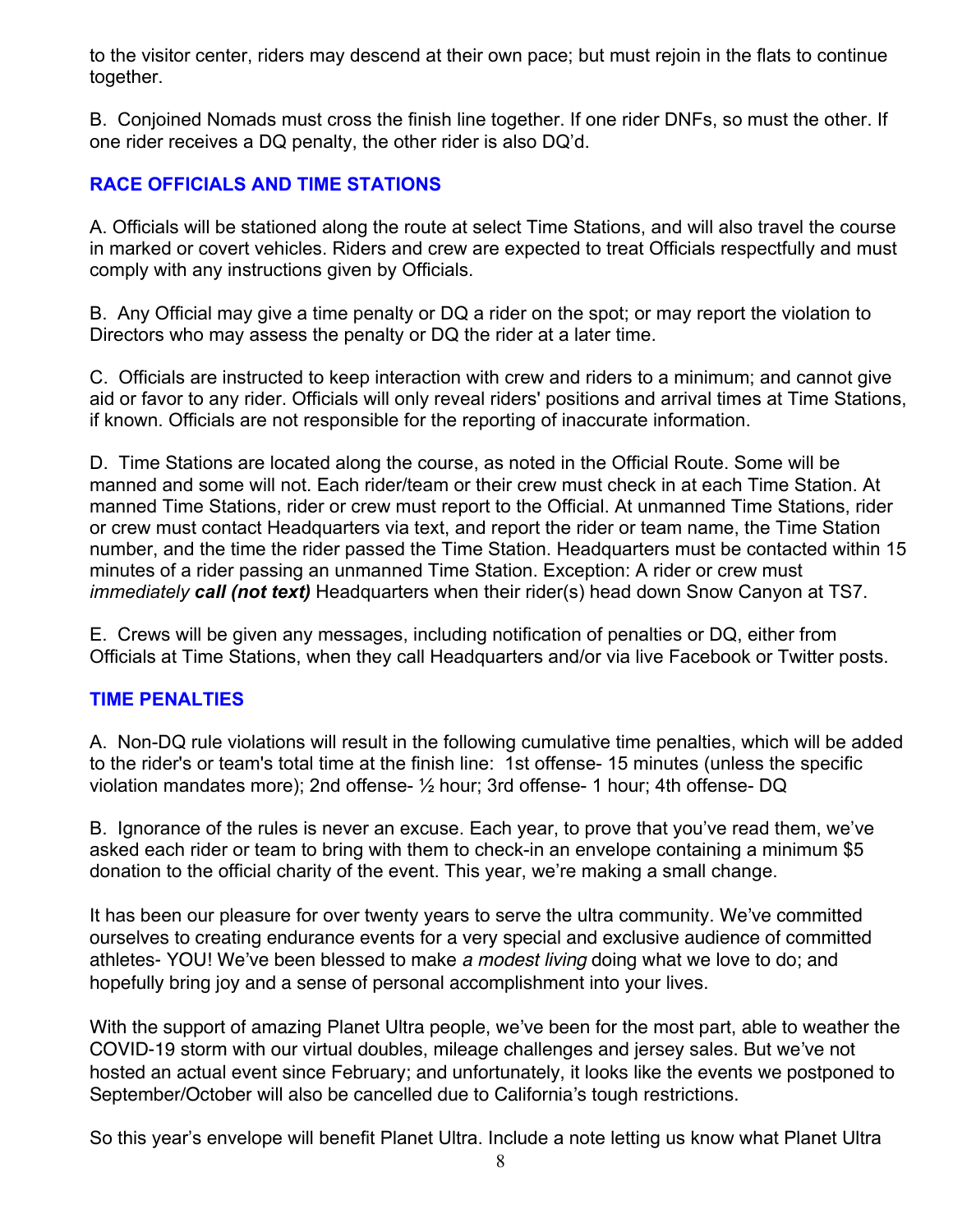to the visitor center, riders may descend at their own pace; but must rejoin in the flats to continue together.

B. Conjoined Nomads must cross the finish line together. If one rider DNFs, so must the other. If one rider receives a DQ penalty, the other rider is also DQ'd.

## RACE OFFICIALS AND TIME STATIONS

A. Officials will be stationed along the route at select Time Stations, and will also travel the course in marked or covert vehicles. Riders and crew are expected to treat Officials respectfully and must comply with any instructions given by Officials.

B. Any Official may give a time penalty or DQ a rider on the spot; or may report the violation to Directors who may assess the penalty or DQ the rider at a later time.

C. Officials are instructed to keep interaction with crew and riders to a minimum; and cannot give aid or favor to any rider. Officials will only reveal riders' positions and arrival times at Time Stations, if known. Officials are not responsible for the reporting of inaccurate information.

D. Time Stations are located along the course, as noted in the Official Route. Some will be manned and some will not. Each rider/team or their crew must check in at each Time Station. At manned Time Stations, rider or crew must report to the Official. At unmanned Time Stations, rider or crew must contact Headquarters via text, and report the rider or team name, the Time Station number, and the time the rider passed the Time Station. Headquarters must be contacted within 15 minutes of a rider passing an unmanned Time Station. Exception: A rider or crew must *immediately* ***call (not text)*** Headquarters when their rider(s) head down Snow Canyon at TS7.

E. Crews will be given any messages, including notification of penalties or DQ, either from Officials at Time Stations, when they call Headquarters and/or via live Facebook or Twitter posts.

## TIME PENALTIES

A. Non-DQ rule violations will result in the following cumulative time penalties, which will be added to the rider's or team's total time at the finish line: 1st offense- 15 minutes (unless the specific violation mandates more); 2nd offense- ½ hour; 3rd offense- 1 hour; 4th offense- DQ

B. Ignorance of the rules is never an excuse. Each year, to prove that you've read them, we've asked each rider or team to bring with them to check-in an envelope containing a minimum $5 donation to the official charity of the event. This year, we're making a small change.

It has been our pleasure for over twenty years to serve the ultra community. We've committed ourselves to creating endurance events for a very special and exclusive audience of committed athletes- YOU! We've been blessed to make *a modest living* doing what we love to do; and hopefully bring joy and a sense of personal accomplishment into your lives.

With the support of amazing Planet Ultra people, we've been for the most part, able to weather the COVID-19 storm with our virtual doubles, mileage challenges and jersey sales. But we've not hosted an actual event since February; and unfortunately, it looks like the events we postponed to September/October will also be cancelled due to California's tough restrictions.

So this year's envelope will benefit Planet Ultra. Include a note letting us know what Planet Ultra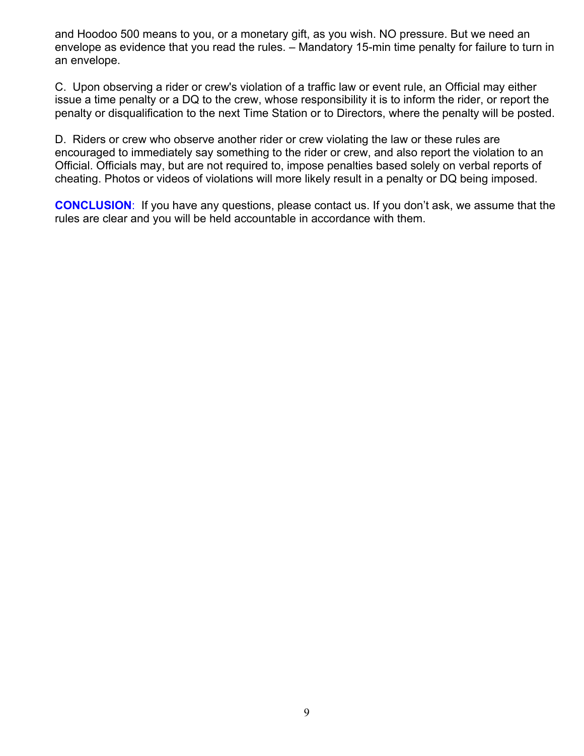and Hoodoo 500 means to you, or a monetary gift, as you wish. NO pressure. But we need an envelope as evidence that you read the rules. – Mandatory 15-min time penalty for failure to turn in an envelope.

C. Upon observing a rider or crew's violation of a traffic law or event rule, an Official may either issue a time penalty or a DQ to the crew, whose responsibility it is to inform the rider, or report the penalty or disqualification to the next Time Station or to Directors, where the penalty will be posted.

D. Riders or crew who observe another rider or crew violating the law or these rules are encouraged to immediately say something to the rider or crew, and also report the violation to an Official. Officials may, but are not required to, impose penalties based solely on verbal reports of cheating. Photos or videos of violations will more likely result in a penalty or DQ being imposed.

**CONCLUSION**: If you have any questions, please contact us. If you don't ask, we assume that the rules are clear and you will be held accountable in accordance with them.